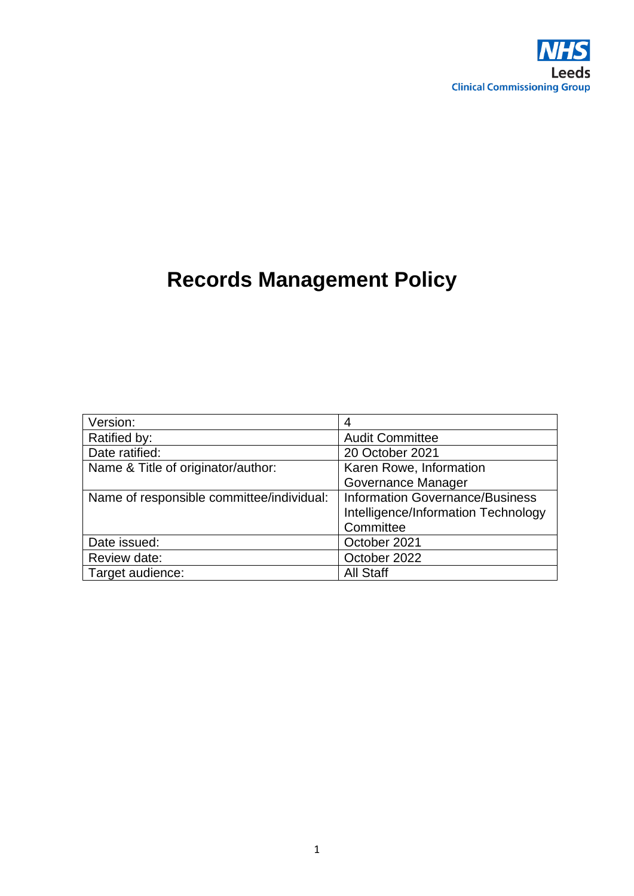NHS
Leeds
Clinical Commissioning Group

# Records Management Policy

| Version: | 4 |
|---|---|
| Ratified by: | Audit Committee |
| Date ratified: | 20 October 2021 |
| Name & Title of originator/author: | Karen Rowe, Information Governance Manager |
| Name of responsible committee/individual: | Information Governance/Business Intelligence/Information Technology Committee |
| Date issued: | October 2021 |
| Review date: | October 2022 |
| Target audience: | All Staff |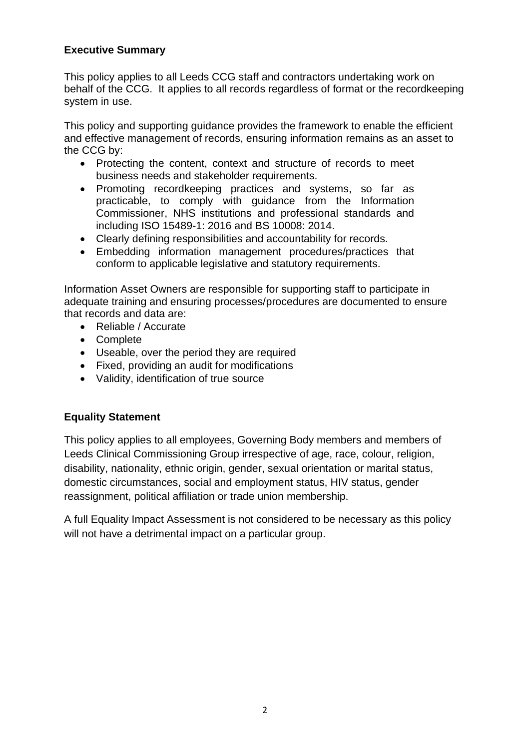## Executive Summary

This policy applies to all Leeds CCG staff and contractors undertaking work on behalf of the CCG. It applies to all records regardless of format or the recordkeeping system in use.

This policy and supporting guidance provides the framework to enable the efficient and effective management of records, ensuring information remains as an asset to the CCG by:

- Protecting the content, context and structure of records to meet business needs and stakeholder requirements.
- Promoting recordkeeping practices and systems, so far as practicable, to comply with guidance from the Information Commissioner, NHS institutions and professional standards and including ISO 15489-1: 2016 and BS 10008: 2014.
- Clearly defining responsibilities and accountability for records.
- Embedding information management procedures/practices that conform to applicable legislative and statutory requirements.

Information Asset Owners are responsible for supporting staff to participate in adequate training and ensuring processes/procedures are documented to ensure that records and data are:

- Reliable / Accurate
- Complete
- Useable, over the period they are required
- Fixed, providing an audit for modifications
- Validity, identification of true source

## Equality Statement

This policy applies to all employees, Governing Body members and members of Leeds Clinical Commissioning Group irrespective of age, race, colour, religion, disability, nationality, ethnic origin, gender, sexual orientation or marital status, domestic circumstances, social and employment status, HIV status, gender reassignment, political affiliation or trade union membership.

A full Equality Impact Assessment is not considered to be necessary as this policy will not have a detrimental impact on a particular group.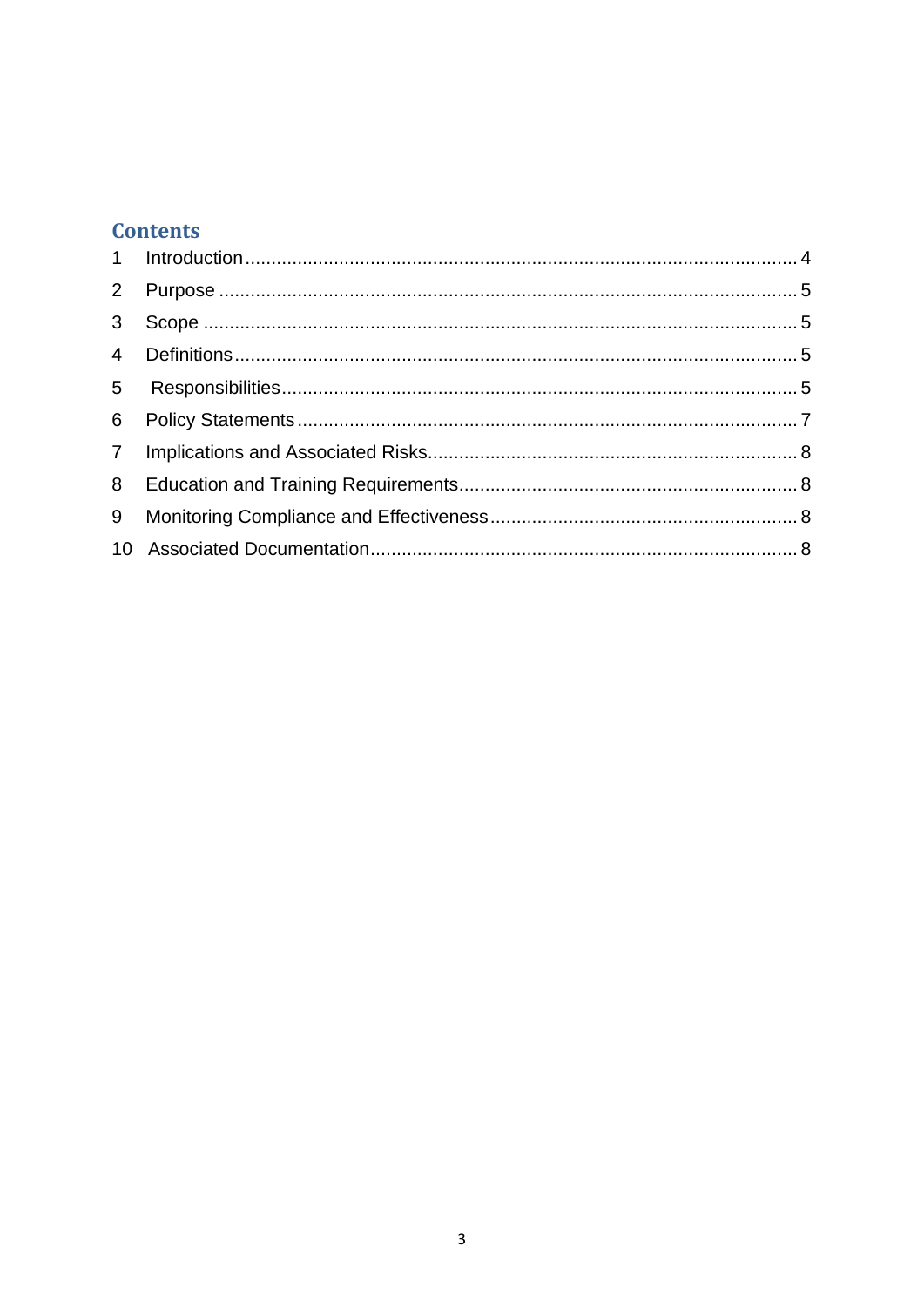## Contents

1 Introduction ........................................................................................................ 4

2 Purpose ............................................................................................................. 5

3 Scope ................................................................................................................ 5

4 Definitions .......................................................................................................... 5

5 Responsibilities ................................................................................................. 5

6 Policy Statements .............................................................................................. 7

7 Implications and Associated Risks ..................................................................... 8

8 Education and Training Requirements ................................................................ 8

9 Monitoring Compliance and Effectiveness .......................................................... 8

10 Associated Documentation ................................................................................ 8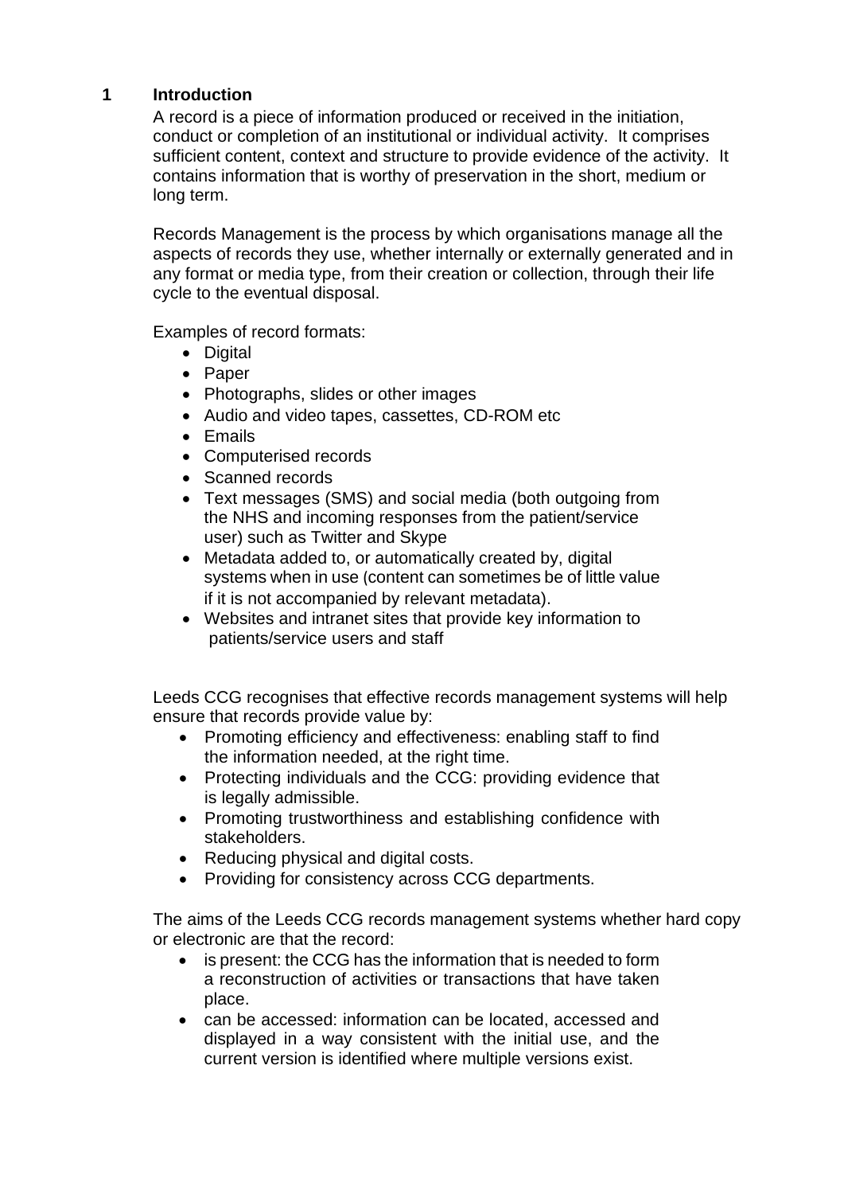## 1 Introduction

A record is a piece of information produced or received in the initiation, conduct or completion of an institutional or individual activity. It comprises sufficient content, context and structure to provide evidence of the activity. It contains information that is worthy of preservation in the short, medium or long term.

Records Management is the process by which organisations manage all the aspects of records they use, whether internally or externally generated and in any format or media type, from their creation or collection, through their life cycle to the eventual disposal.

Examples of record formats:

- Digital
- Paper
- Photographs, slides or other images
- Audio and video tapes, cassettes, CD-ROM etc
- Emails
- Computerised records
- Scanned records
- Text messages (SMS) and social media (both outgoing from the NHS and incoming responses from the patient/service user) such as Twitter and Skype
- Metadata added to, or automatically created by, digital systems when in use (content can sometimes be of little value if it is not accompanied by relevant metadata).
- Websites and intranet sites that provide key information to patients/service users and staff

Leeds CCG recognises that effective records management systems will help ensure that records provide value by:

- Promoting efficiency and effectiveness: enabling staff to find the information needed, at the right time.
- Protecting individuals and the CCG: providing evidence that is legally admissible.
- Promoting trustworthiness and establishing confidence with stakeholders.
- Reducing physical and digital costs.
- Providing for consistency across CCG departments.

The aims of the Leeds CCG records management systems whether hard copy or electronic are that the record:

- is present: the CCG has the information that is needed to form a reconstruction of activities or transactions that have taken place.
- can be accessed: information can be located, accessed and displayed in a way consistent with the initial use, and the current version is identified where multiple versions exist.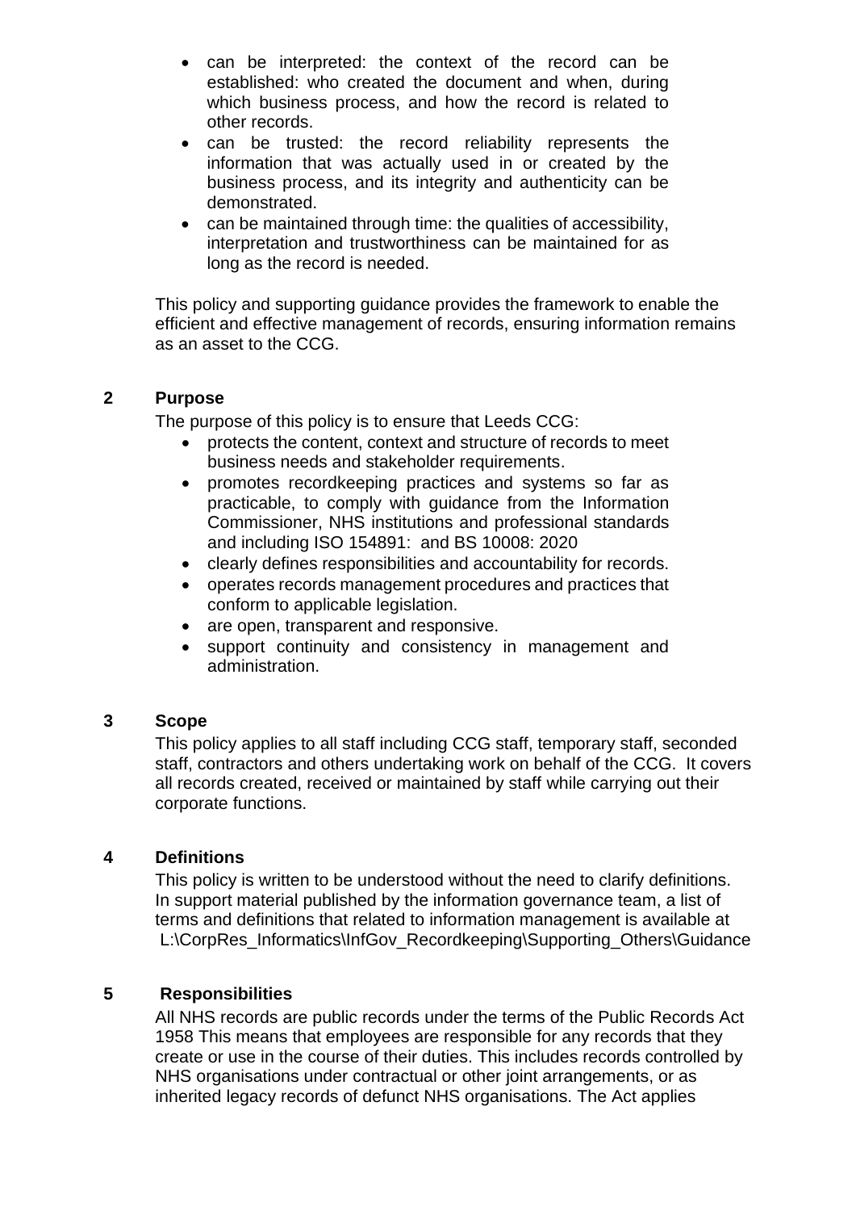- can be interpreted: the context of the record can be established: who created the document and when, during which business process, and how the record is related to other records.
- can be trusted: the record reliability represents the information that was actually used in or created by the business process, and its integrity and authenticity can be demonstrated.
- can be maintained through time: the qualities of accessibility, interpretation and trustworthiness can be maintained for as long as the record is needed.

This policy and supporting guidance provides the framework to enable the efficient and effective management of records, ensuring information remains as an asset to the CCG.

## 2 Purpose

The purpose of this policy is to ensure that Leeds CCG:

- protects the content, context and structure of records to meet business needs and stakeholder requirements.
- promotes recordkeeping practices and systems so far as practicable, to comply with guidance from the Information Commissioner, NHS institutions and professional standards and including ISO 154891: and BS 10008: 2020
- clearly defines responsibilities and accountability for records.
- operates records management procedures and practices that conform to applicable legislation.
- are open, transparent and responsive.
- support continuity and consistency in management and administration.

## 3 Scope

This policy applies to all staff including CCG staff, temporary staff, seconded staff, contractors and others undertaking work on behalf of the CCG. It covers all records created, received or maintained by staff while carrying out their corporate functions.

## 4 Definitions

This policy is written to be understood without the need to clarify definitions. In support material published by the information governance team, a list of terms and definitions that related to information management is available at L:\CorpRes_Informatics\InfGov_Recordkeeping\Supporting_Others\Guidance

## 5 Responsibilities

All NHS records are public records under the terms of the Public Records Act 1958 This means that employees are responsible for any records that they create or use in the course of their duties. This includes records controlled by NHS organisations under contractual or other joint arrangements, or as inherited legacy records of defunct NHS organisations. The Act applies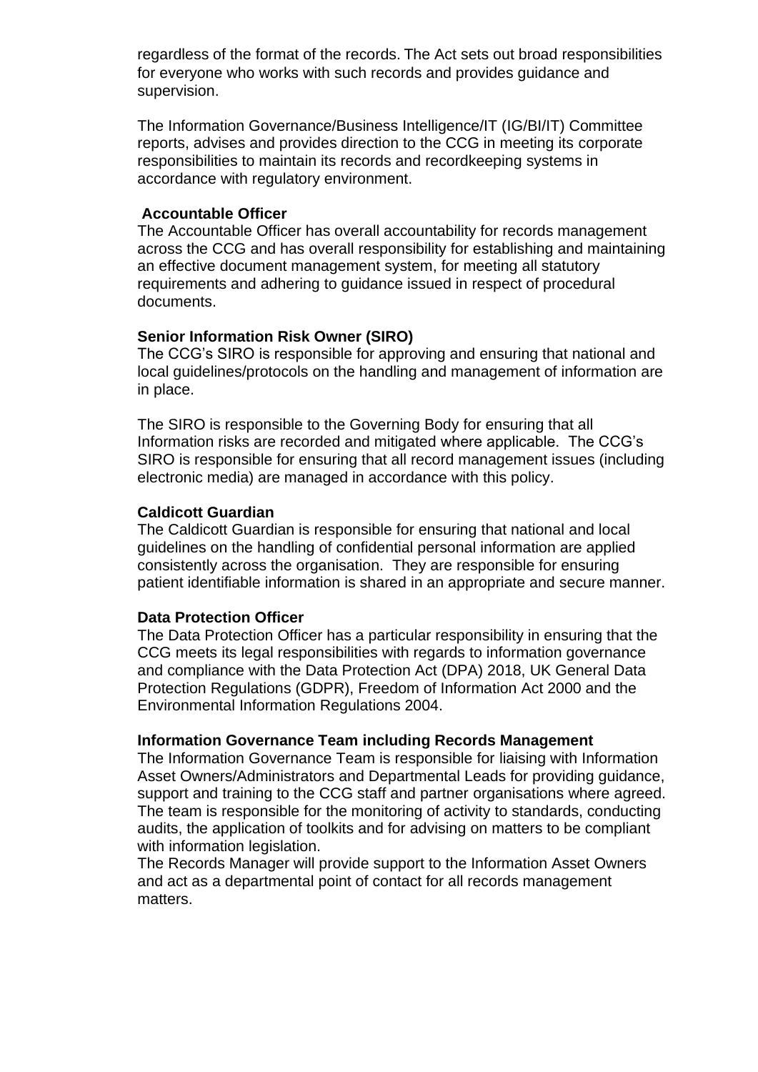regardless of the format of the records. The Act sets out broad responsibilities for everyone who works with such records and provides guidance and supervision.

The Information Governance/Business Intelligence/IT (IG/BI/IT) Committee reports, advises and provides direction to the CCG in meeting its corporate responsibilities to maintain its records and recordkeeping systems in accordance with regulatory environment.

**Accountable Officer**

The Accountable Officer has overall accountability for records management across the CCG and has overall responsibility for establishing and maintaining an effective document management system, for meeting all statutory requirements and adhering to guidance issued in respect of procedural documents.

**Senior Information Risk Owner (SIRO)**

The CCG's SIRO is responsible for approving and ensuring that national and local guidelines/protocols on the handling and management of information are in place.

The SIRO is responsible to the Governing Body for ensuring that all Information risks are recorded and mitigated where applicable. The CCG's SIRO is responsible for ensuring that all record management issues (including electronic media) are managed in accordance with this policy.

**Caldicott Guardian**

The Caldicott Guardian is responsible for ensuring that national and local guidelines on the handling of confidential personal information are applied consistently across the organisation. They are responsible for ensuring patient identifiable information is shared in an appropriate and secure manner.

**Data Protection Officer**

The Data Protection Officer has a particular responsibility in ensuring that the CCG meets its legal responsibilities with regards to information governance and compliance with the Data Protection Act (DPA) 2018, UK General Data Protection Regulations (GDPR), Freedom of Information Act 2000 and the Environmental Information Regulations 2004.

**Information Governance Team including Records Management**

The Information Governance Team is responsible for liaising with Information Asset Owners/Administrators and Departmental Leads for providing guidance, support and training to the CCG staff and partner organisations where agreed. The team is responsible for the monitoring of activity to standards, conducting audits, the application of toolkits and for advising on matters to be compliant with information legislation.
The Records Manager will provide support to the Information Asset Owners and act as a departmental point of contact for all records management matters.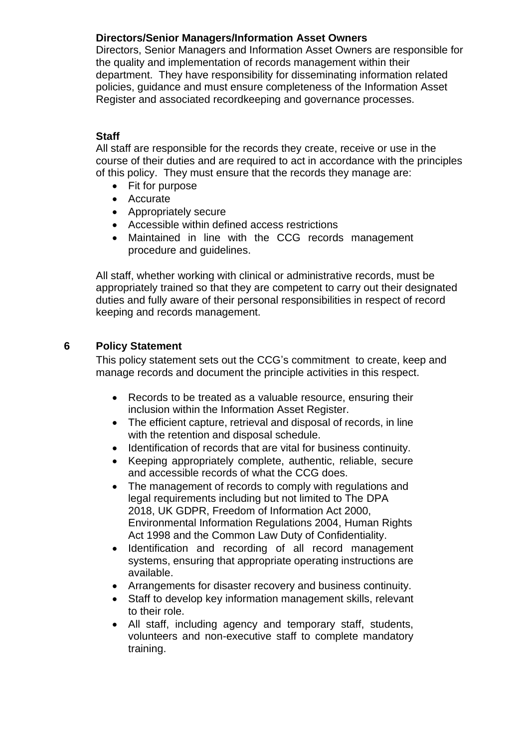**Directors/Senior Managers/Information Asset Owners**

Directors, Senior Managers and Information Asset Owners are responsible for the quality and implementation of records management within their department. They have responsibility for disseminating information related policies, guidance and must ensure completeness of the Information Asset Register and associated recordkeeping and governance processes.

**Staff**

All staff are responsible for the records they create, receive or use in the course of their duties and are required to act in accordance with the principles of this policy. They must ensure that the records they manage are:

- Fit for purpose
- Accurate
- Appropriately secure
- Accessible within defined access restrictions
- Maintained in line with the CCG records management procedure and guidelines.

All staff, whether working with clinical or administrative records, must be appropriately trained so that they are competent to carry out their designated duties and fully aware of their personal responsibilities in respect of record keeping and records management.

## 6 Policy Statement

This policy statement sets out the CCG's commitment to create, keep and manage records and document the principle activities in this respect.

- Records to be treated as a valuable resource, ensuring their inclusion within the Information Asset Register.
- The efficient capture, retrieval and disposal of records, in line with the retention and disposal schedule.
- Identification of records that are vital for business continuity.
- Keeping appropriately complete, authentic, reliable, secure and accessible records of what the CCG does.
- The management of records to comply with regulations and legal requirements including but not limited to The DPA 2018, UK GDPR, Freedom of Information Act 2000, Environmental Information Regulations 2004, Human Rights Act 1998 and the Common Law Duty of Confidentiality.
- Identification and recording of all record management systems, ensuring that appropriate operating instructions are available.
- Arrangements for disaster recovery and business continuity.
- Staff to develop key information management skills, relevant to their role.
- All staff, including agency and temporary staff, students, volunteers and non-executive staff to complete mandatory training.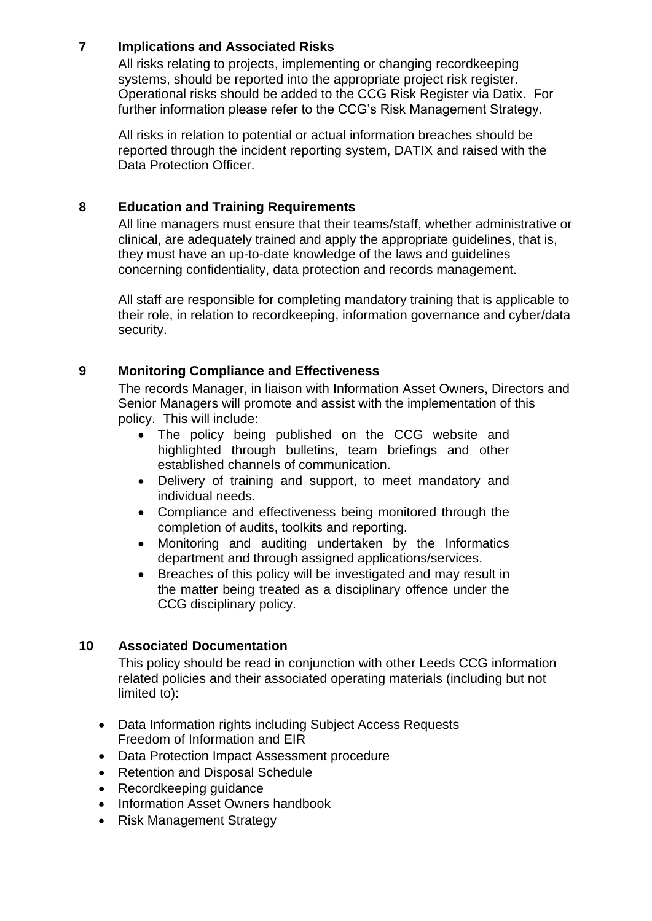## 7 Implications and Associated Risks

All risks relating to projects, implementing or changing recordkeeping systems, should be reported into the appropriate project risk register. Operational risks should be added to the CCG Risk Register via Datix. For further information please refer to the CCG's Risk Management Strategy.

All risks in relation to potential or actual information breaches should be reported through the incident reporting system, DATIX and raised with the Data Protection Officer.

## 8 Education and Training Requirements

All line managers must ensure that their teams/staff, whether administrative or clinical, are adequately trained and apply the appropriate guidelines, that is, they must have an up-to-date knowledge of the laws and guidelines concerning confidentiality, data protection and records management.

All staff are responsible for completing mandatory training that is applicable to their role, in relation to recordkeeping, information governance and cyber/data security.

## 9 Monitoring Compliance and Effectiveness

The records Manager, in liaison with Information Asset Owners, Directors and Senior Managers will promote and assist with the implementation of this policy. This will include:

- The policy being published on the CCG website and highlighted through bulletins, team briefings and other established channels of communication.
- Delivery of training and support, to meet mandatory and individual needs.
- Compliance and effectiveness being monitored through the completion of audits, toolkits and reporting.
- Monitoring and auditing undertaken by the Informatics department and through assigned applications/services.
- Breaches of this policy will be investigated and may result in the matter being treated as a disciplinary offence under the CCG disciplinary policy.

## 10 Associated Documentation

This policy should be read in conjunction with other Leeds CCG information related policies and their associated operating materials (including but not limited to):

- Data Information rights including Subject Access Requests Freedom of Information and EIR
- Data Protection Impact Assessment procedure
- Retention and Disposal Schedule
- Recordkeeping guidance
- Information Asset Owners handbook
- Risk Management Strategy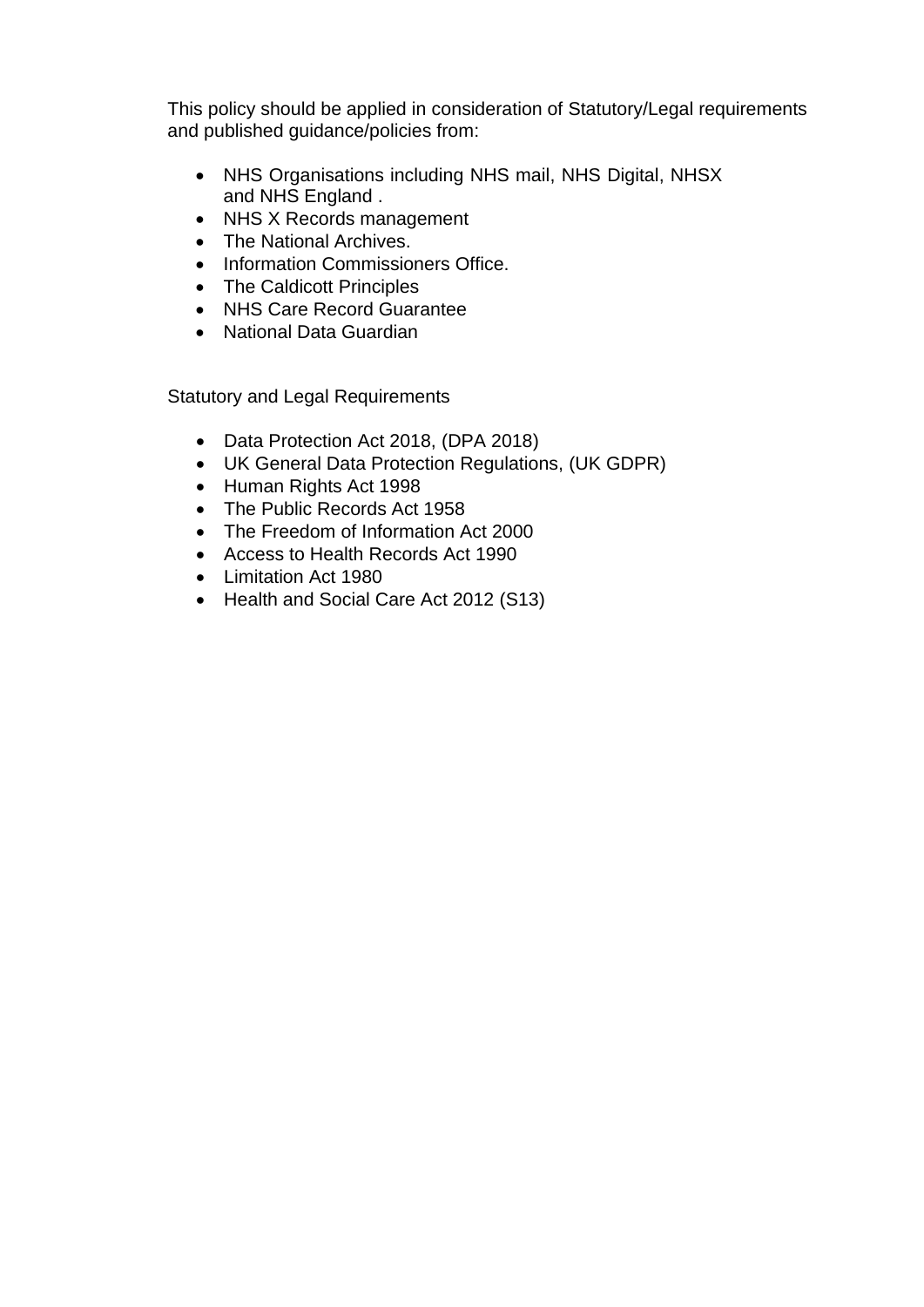This policy should be applied in consideration of Statutory/Legal requirements and published guidance/policies from:

- NHS Organisations including NHS mail, NHS Digital, NHSX and NHS England .
- NHS X Records management
- The National Archives.
- Information Commissioners Office.
- The Caldicott Principles
- NHS Care Record Guarantee
- National Data Guardian

Statutory and Legal Requirements

- Data Protection Act 2018, (DPA 2018)
- UK General Data Protection Regulations, (UK GDPR)
- Human Rights Act 1998
- The Public Records Act 1958
- The Freedom of Information Act 2000
- Access to Health Records Act 1990
- Limitation Act 1980
- Health and Social Care Act 2012 (S13)